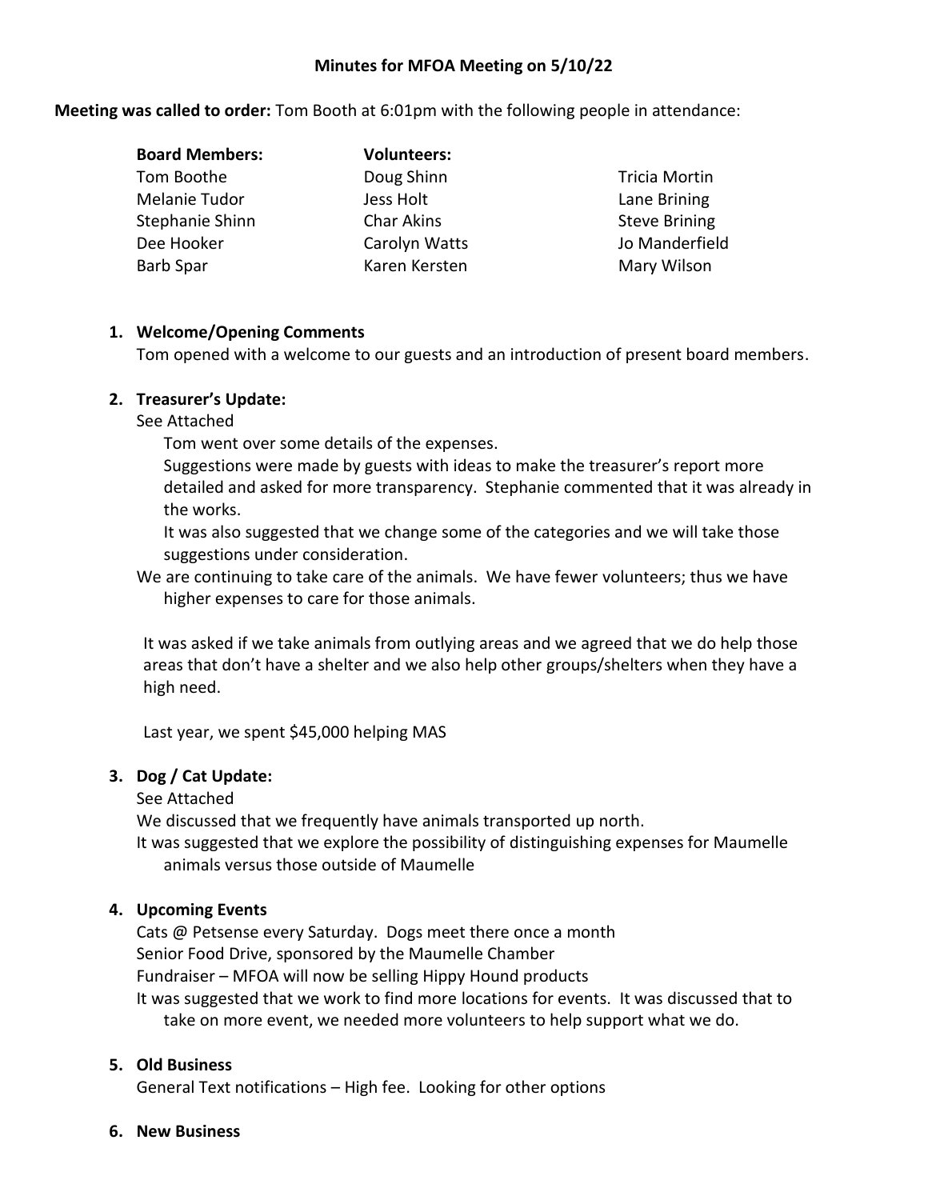**Minutes for MFOA Meeting on 5/10/22**

**Meeting was called to order:** Tom Booth at 6:01pm with the following people in attendance:

| **Board Members:** | **Volunteers:** | |
|---|---|---|
| Tom Boothe | Doug Shinn | Tricia Mortin |
| Melanie Tudor | Jess Holt | Lane Brining |
| Stephanie Shinn | Char Akins | Steve Brining |
| Dee Hooker | Carolyn Watts | Jo Manderfield |
| Barb Spar | Karen Kersten | Mary Wilson |

1. **Welcome/Opening Comments**
   Tom opened with a welcome to our guests and an introduction of present board members.

2. **Treasurer's Update:**
   See Attached
   Tom went over some details of the expenses.
   Suggestions were made by guests with ideas to make the treasurer's report more detailed and asked for more transparency. Stephanie commented that it was already in the works.
   It was also suggested that we change some of the categories and we will take those suggestions under consideration.
   We are continuing to take care of the animals. We have fewer volunteers; thus we have higher expenses to care for those animals.

   It was asked if we take animals from outlying areas and we agreed that we do help those areas that don't have a shelter and we also help other groups/shelters when they have a high need.

   Last year, we spent $45,000 helping MAS

3. **Dog / Cat Update:**
   See Attached
   We discussed that we frequently have animals transported up north.
   It was suggested that we explore the possibility of distinguishing expenses for Maumelle animals versus those outside of Maumelle

4. **Upcoming Events**
   Cats @ Petsense every Saturday. Dogs meet there once a month
   Senior Food Drive, sponsored by the Maumelle Chamber
   Fundraiser – MFOA will now be selling Hippy Hound products
   It was suggested that we work to find more locations for events. It was discussed that to take on more event, we needed more volunteers to help support what we do.

5. **Old Business**
   General Text notifications – High fee. Looking for other options

6. **New Business**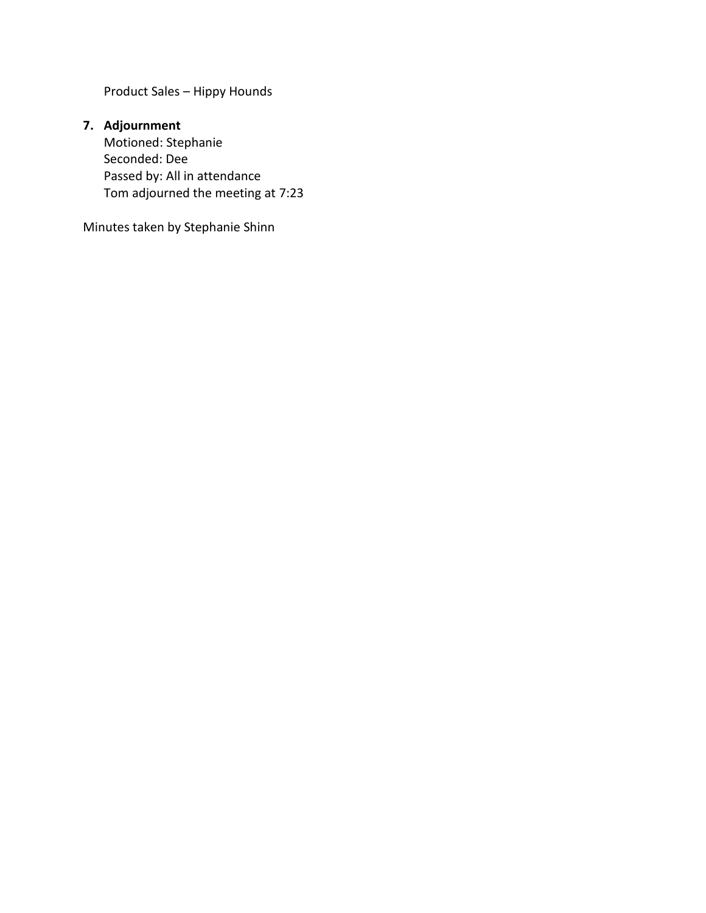Product Sales – Hippy Hounds

7. **Adjournment**
   Motioned: Stephanie
   Seconded: Dee
   Passed by: All in attendance
   Tom adjourned the meeting at 7:23

Minutes taken by Stephanie Shinn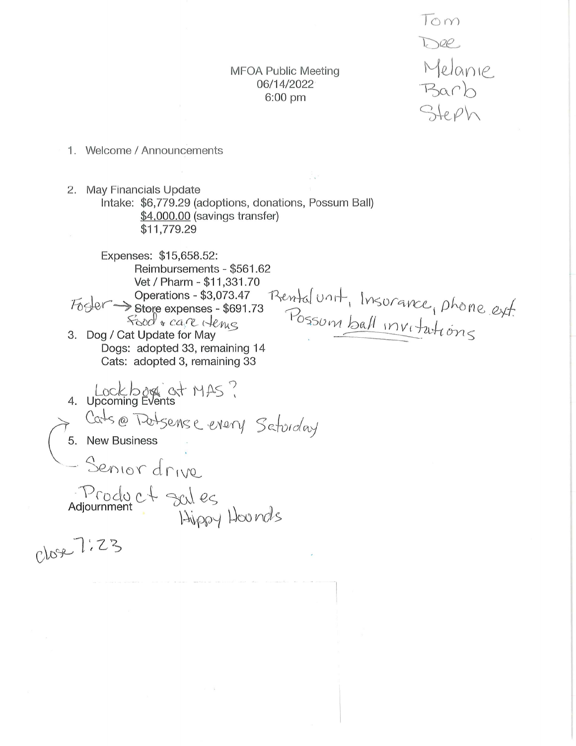Tom
Dee
Melanie
Barb
Steph

MFOA Public Meeting
06/14/2022
6:00 pm

1. Welcome / Announcements

2. May Financials Update
   - Intake: $6,779.29 (adoptions, donations, Possum Ball)
     - $4,000.00 (savings transfer)
     - $11,779.29
   - Expenses: $15,658.52:
     - Reimbursements - $561.62
     - Vet / Pharm - $11,331.70
     - Operations - $3,073.47 — Rental unit, Insurance, phone ext. Possum ball invitations
     - Foster → ~~Store~~ expenses - $691.73 — Food + care items

3. Dog / Cat Update for May
   - Dogs: adopted 33, remaining 14
   - Cats: adopted 3, remaining 33

4. Upcoming Events
   - Lockbox at MAS?
   - Cats @ Petsense every Saturday

5. New Business
   - Senior drive
   - Product sales — Hippy Hounds

Adjournment

close 7:23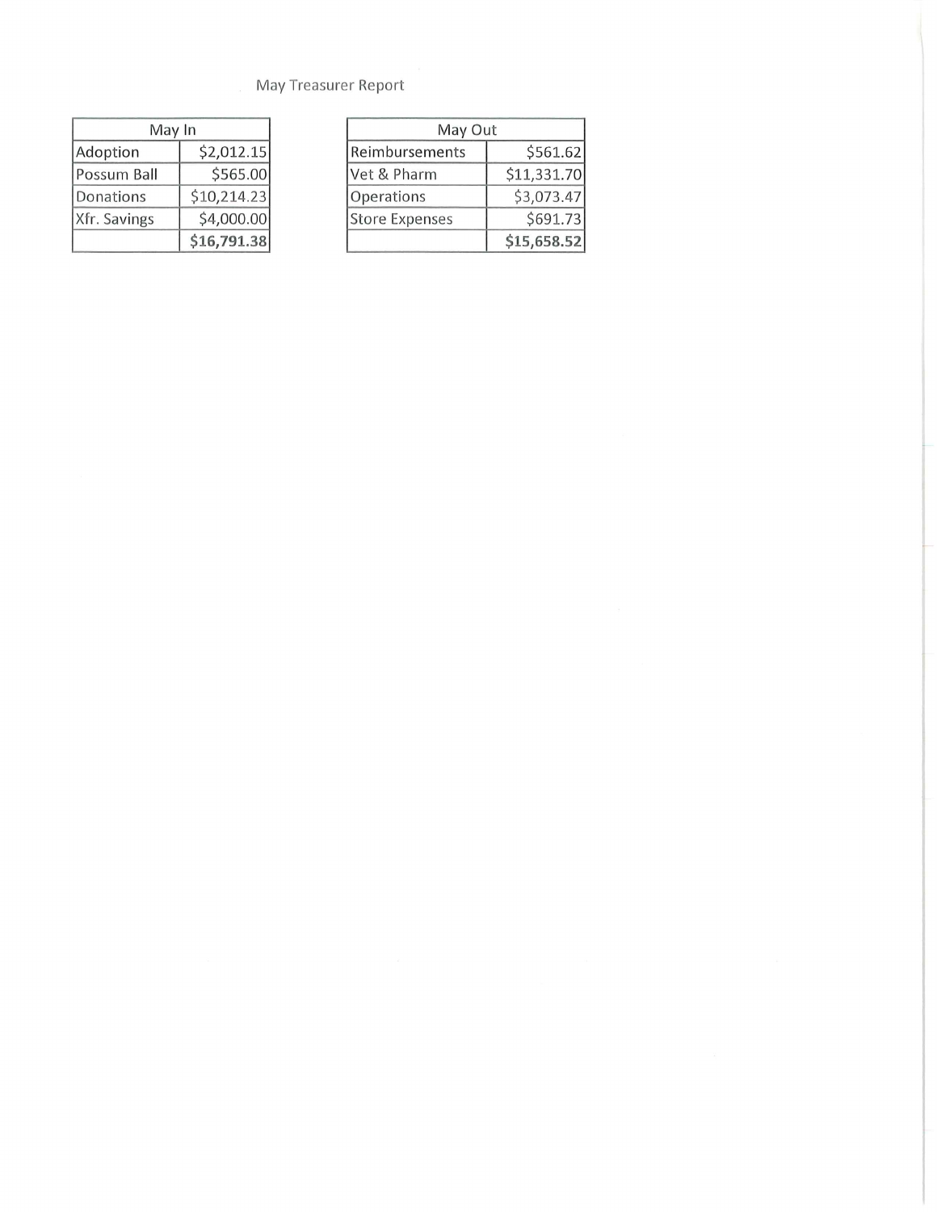May Treasurer Report

| May In | |
|---|---|
| Adoption | $2,012.15 |
| Possum Ball | $565.00 |
| Donations | $10,214.23 |
| Xfr. Savings | $4,000.00 |
| | **$16,791.38** |

| May Out | |
|---|---|
| Reimbursements | $561.62 |
| Vet & Pharm | $11,331.70 |
| Operations | $3,073.47 |
| Store Expenses | $691.73 |
| | **$15,658.52** |